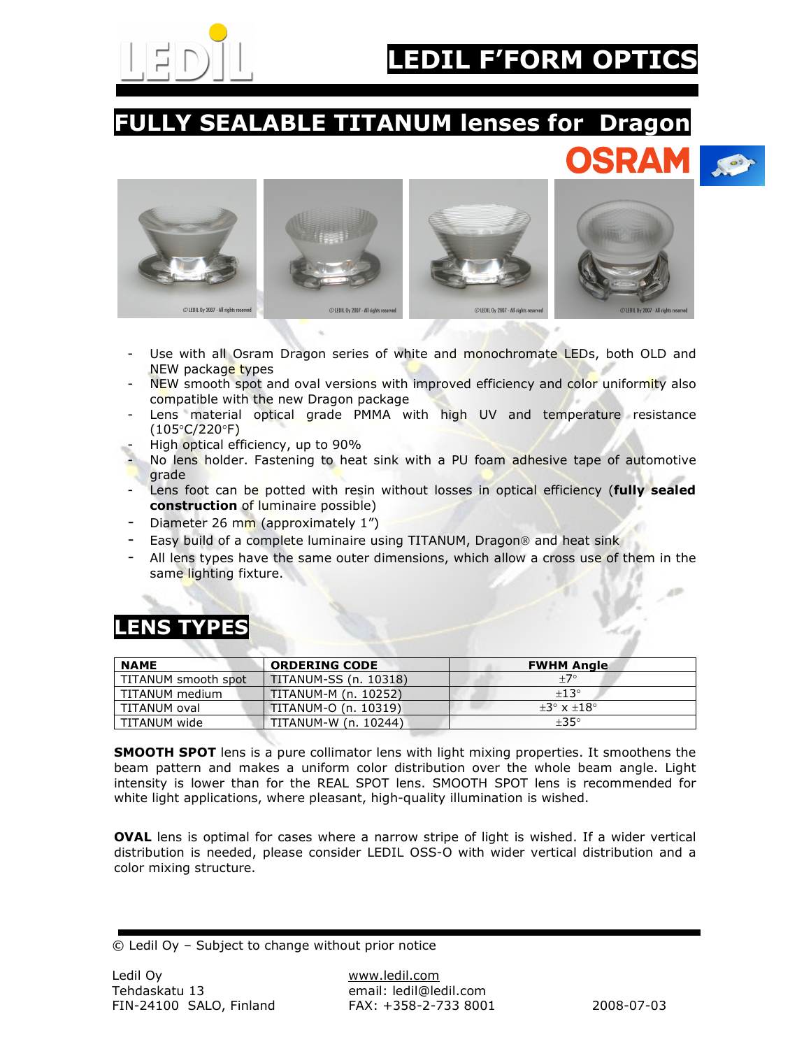# LEDIL F'FORM OPTICS

## FULLY SEALABLE TITANUM lenses for Dragon

OSRAM

- Use with all Osram Dragon series of white and monochromate LEDs, both OLD and NEW package types
- NEW smooth spot and oval versions with improved efficiency and color uniformity also compatible with the new Dragon package
- Lens material optical grade PMMA with high UV and temperature resistance (105°C/220°F)
- High optical efficiency, up to 90%
- No lens holder. Fastening to heat sink with a PU foam adhesive tape of automotive grade
- Lens foot can be potted with resin without losses in optical efficiency (**fully sealed construction** of luminaire possible)
- Diameter 26 mm (approximately 1")
- Easy build of a complete luminaire using TITANUM, Dragon® and heat sink
- All lens types have the same outer dimensions, which allow a cross use of them in the same lighting fixture.

## LENS TYPES

| NAME | ORDERING CODE | FWHM Angle |
|---|---|---|
| TITANUM smooth spot | TITANUM-SS (n. 10318) | ±7° |
| TITANUM medium | TITANUM-M (n. 10252) | ±13° |
| TITANUM oval | TITANUM-O (n. 10319) | ±3° x ±18° |
| TITANUM wide | TITANUM-W (n. 10244) | ±35° |

**SMOOTH SPOT** lens is a pure collimator lens with light mixing properties. It smoothens the beam pattern and makes a uniform color distribution over the whole beam angle. Light intensity is lower than for the REAL SPOT lens. SMOOTH SPOT lens is recommended for white light applications, where pleasant, high-quality illumination is wished.

**OVAL** lens is optimal for cases where a narrow stripe of light is wished. If a wider vertical distribution is needed, please consider LEDIL OSS-O with wider vertical distribution and a color mixing structure.

© Ledil Oy – Subject to change without prior notice

Ledil Oy
Tehdaskatu 13
FIN-24100 SALO, Finland

www.ledil.com
email: ledil@ledil.com
FAX: +358-2-733 8001

2008-07-03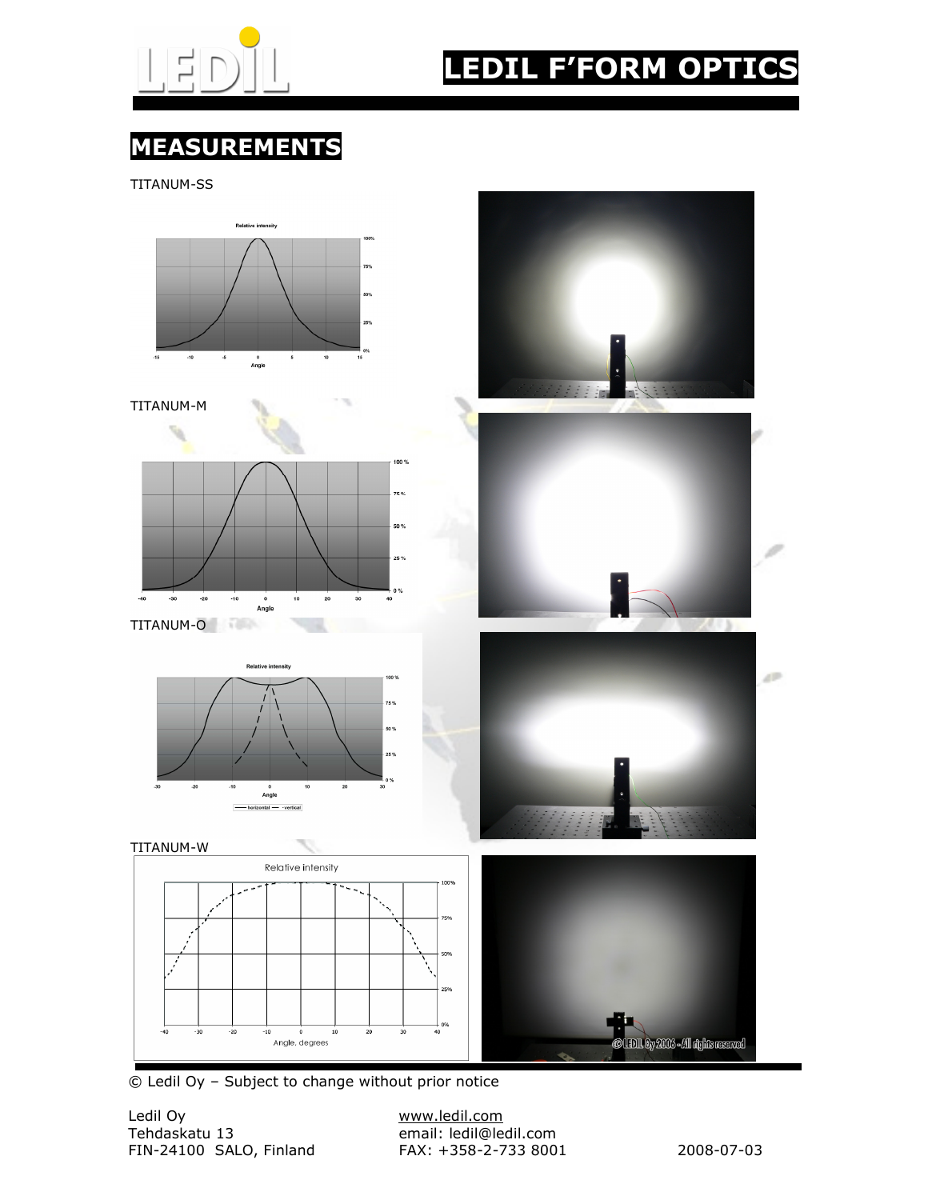# MEASUREMENTS

TITANUM-SS

TITANUM-M

TITANUM-O

TITANUM-W

© Ledil Oy – Subject to change without prior notice

Ledil Oy
Tehdaskatu 13
FIN-24100 SALO, Finland

www.ledil.com
email: ledil@ledil.com
FAX: +358-2-733 8001

2008-07-03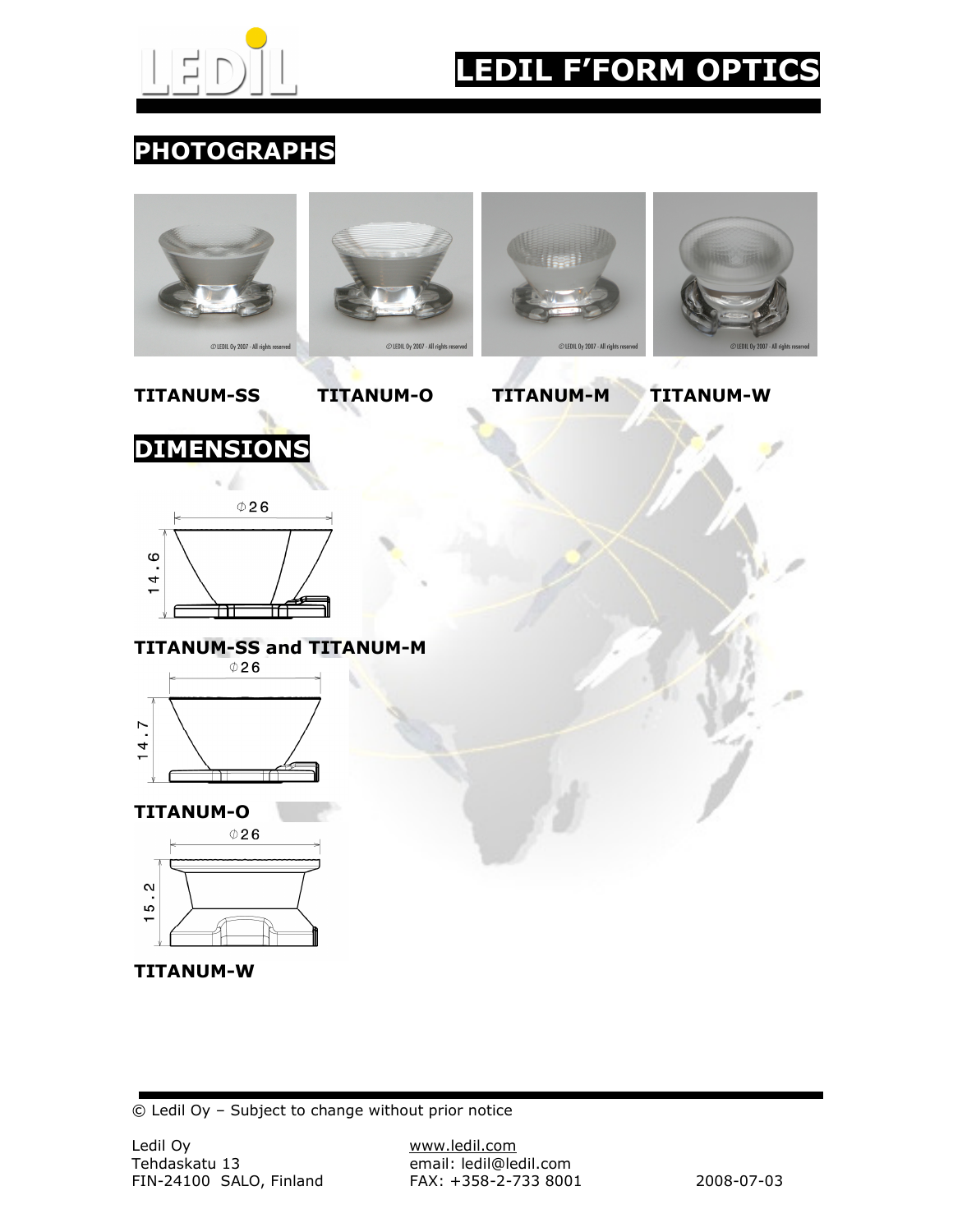# LEDIL F'FORM OPTICS

## PHOTOGRAPHS

TITANUM-SS TITANUM-O TITANUM-M TITANUM-W

## DIMENSIONS

Φ26

14.6

**TITANUM-SS and TITANUM-M**

Φ26

14.7

**TITANUM-O**

Φ26

15.2

**TITANUM-W**

© Ledil Oy – Subject to change without prior notice

Ledil Oy
Tehdaskatu 13
FIN-24100 SALO, Finland

www.ledil.com
email: ledil@ledil.com
FAX: +358-2-733 8001

2008-07-03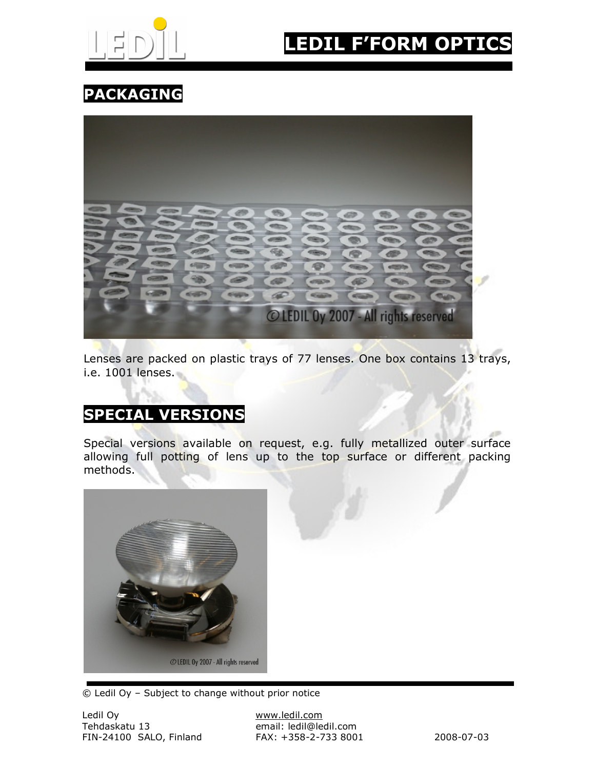## PACKAGING

Lenses are packed on plastic trays of 77 lenses. One box contains 13 trays, i.e. 1001 lenses.

## SPECIAL VERSIONS

Special versions available on request, e.g. fully metallized outer surface allowing full potting of lens up to the top surface or different packing methods.

© Ledil Oy – Subject to change without prior notice

Ledil Oy
Tehdaskatu 13
FIN-24100 SALO, Finland

www.ledil.com
email: ledil@ledil.com
FAX: +358-2-733 8001

2008-07-03